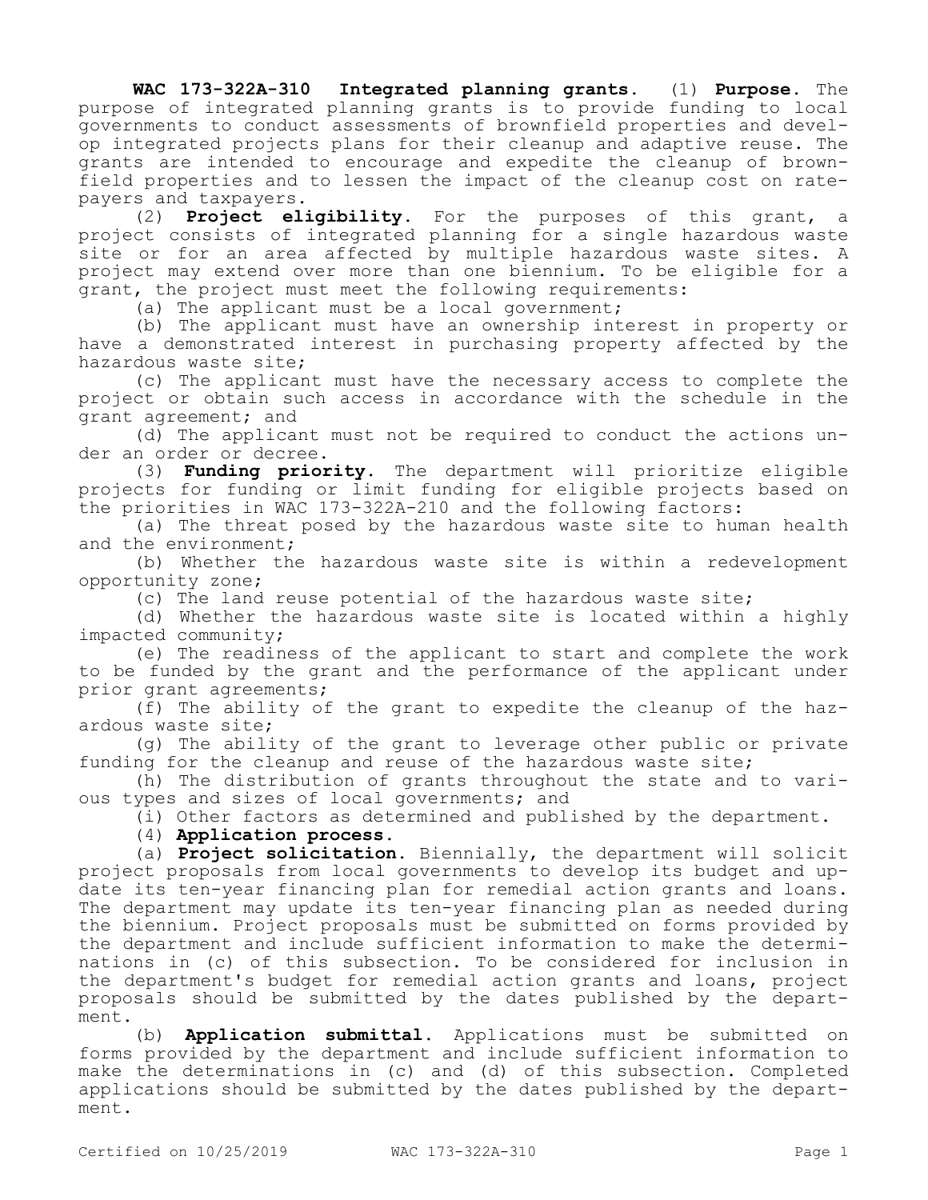**WAC 173-322A-310 Integrated planning grants.** (1) **Purpose.** The purpose of integrated planning grants is to provide funding to local governments to conduct assessments of brownfield properties and develop integrated projects plans for their cleanup and adaptive reuse. The grants are intended to encourage and expedite the cleanup of brownfield properties and to lessen the impact of the cleanup cost on ratepayers and taxpayers.

(2) **Project eligibility.** For the purposes of this grant, a project consists of integrated planning for a single hazardous waste site or for an area affected by multiple hazardous waste sites. A project may extend over more than one biennium. To be eligible for a grant, the project must meet the following requirements:

(a) The applicant must be a local government;

(b) The applicant must have an ownership interest in property or have a demonstrated interest in purchasing property affected by the hazardous waste site;

(c) The applicant must have the necessary access to complete the project or obtain such access in accordance with the schedule in the grant agreement; and

(d) The applicant must not be required to conduct the actions under an order or decree.

(3) **Funding priority.** The department will prioritize eligible projects for funding or limit funding for eligible projects based on the priorities in WAC 173-322A-210 and the following factors:

(a) The threat posed by the hazardous waste site to human health and the environment;

(b) Whether the hazardous waste site is within a redevelopment opportunity zone;

(c) The land reuse potential of the hazardous waste site;

(d) Whether the hazardous waste site is located within a highly impacted community;

(e) The readiness of the applicant to start and complete the work to be funded by the grant and the performance of the applicant under prior grant agreements;

(f) The ability of the grant to expedite the cleanup of the hazardous waste site;

(g) The ability of the grant to leverage other public or private funding for the cleanup and reuse of the hazardous waste site;

(h) The distribution of grants throughout the state and to various types and sizes of local governments; and

(i) Other factors as determined and published by the department.

(4) **Application process.**

(a) **Project solicitation.** Biennially, the department will solicit project proposals from local governments to develop its budget and update its ten-year financing plan for remedial action grants and loans. The department may update its ten-year financing plan as needed during the biennium. Project proposals must be submitted on forms provided by the department and include sufficient information to make the determinations in (c) of this subsection. To be considered for inclusion in the department's budget for remedial action grants and loans, project proposals should be submitted by the dates published by the department.

(b) **Application submittal.** Applications must be submitted on forms provided by the department and include sufficient information to make the determinations in (c) and (d) of this subsection. Completed applications should be submitted by the dates published by the department.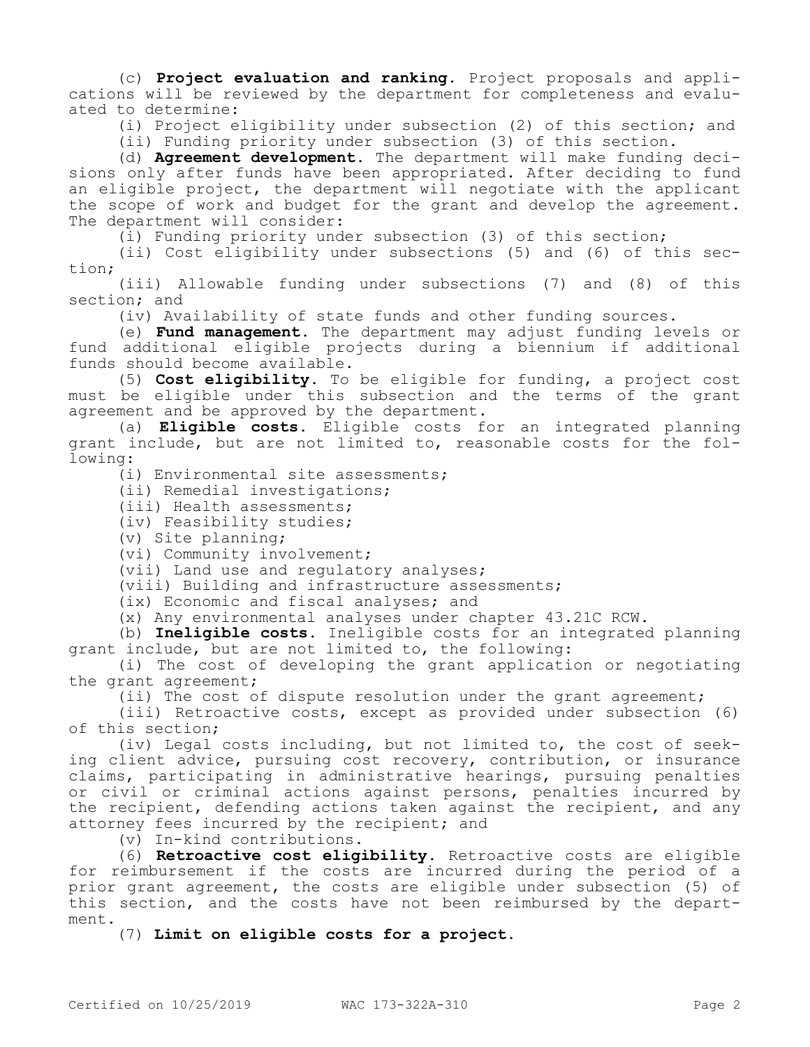(c) **Project evaluation and ranking.** Project proposals and applications will be reviewed by the department for completeness and evaluated to determine:

(i) Project eligibility under subsection (2) of this section; and

(ii) Funding priority under subsection (3) of this section.

(d) **Agreement development.** The department will make funding decisions only after funds have been appropriated. After deciding to fund an eligible project, the department will negotiate with the applicant the scope of work and budget for the grant and develop the agreement. The department will consider:

(i) Funding priority under subsection (3) of this section;

(ii) Cost eligibility under subsections (5) and (6) of this section;

(iii) Allowable funding under subsections (7) and (8) of this section; and

(iv) Availability of state funds and other funding sources.

(e) **Fund management.** The department may adjust funding levels or fund additional eligible projects during a biennium if additional funds should become available.

(5) **Cost eligibility.** To be eligible for funding, a project cost must be eligible under this subsection and the terms of the grant agreement and be approved by the department.

(a) **Eligible costs.** Eligible costs for an integrated planning grant include, but are not limited to, reasonable costs for the following:

(i) Environmental site assessments;

(ii) Remedial investigations;

(iii) Health assessments;

(iv) Feasibility studies;

(v) Site planning;

(vi) Community involvement;

(vii) Land use and regulatory analyses;

(viii) Building and infrastructure assessments;

(ix) Economic and fiscal analyses; and

(x) Any environmental analyses under chapter 43.21C RCW.

(b) **Ineligible costs.** Ineligible costs for an integrated planning grant include, but are not limited to, the following:

(i) The cost of developing the grant application or negotiating the grant agreement;

(ii) The cost of dispute resolution under the grant agreement;

(iii) Retroactive costs, except as provided under subsection (6) of this section;

(iv) Legal costs including, but not limited to, the cost of seeking client advice, pursuing cost recovery, contribution, or insurance claims, participating in administrative hearings, pursuing penalties or civil or criminal actions against persons, penalties incurred by the recipient, defending actions taken against the recipient, and any attorney fees incurred by the recipient; and

(v) In-kind contributions.

(6) **Retroactive cost eligibility.** Retroactive costs are eligible for reimbursement if the costs are incurred during the period of a prior grant agreement, the costs are eligible under subsection (5) of this section, and the costs have not been reimbursed by the department.

(7) **Limit on eligible costs for a project.**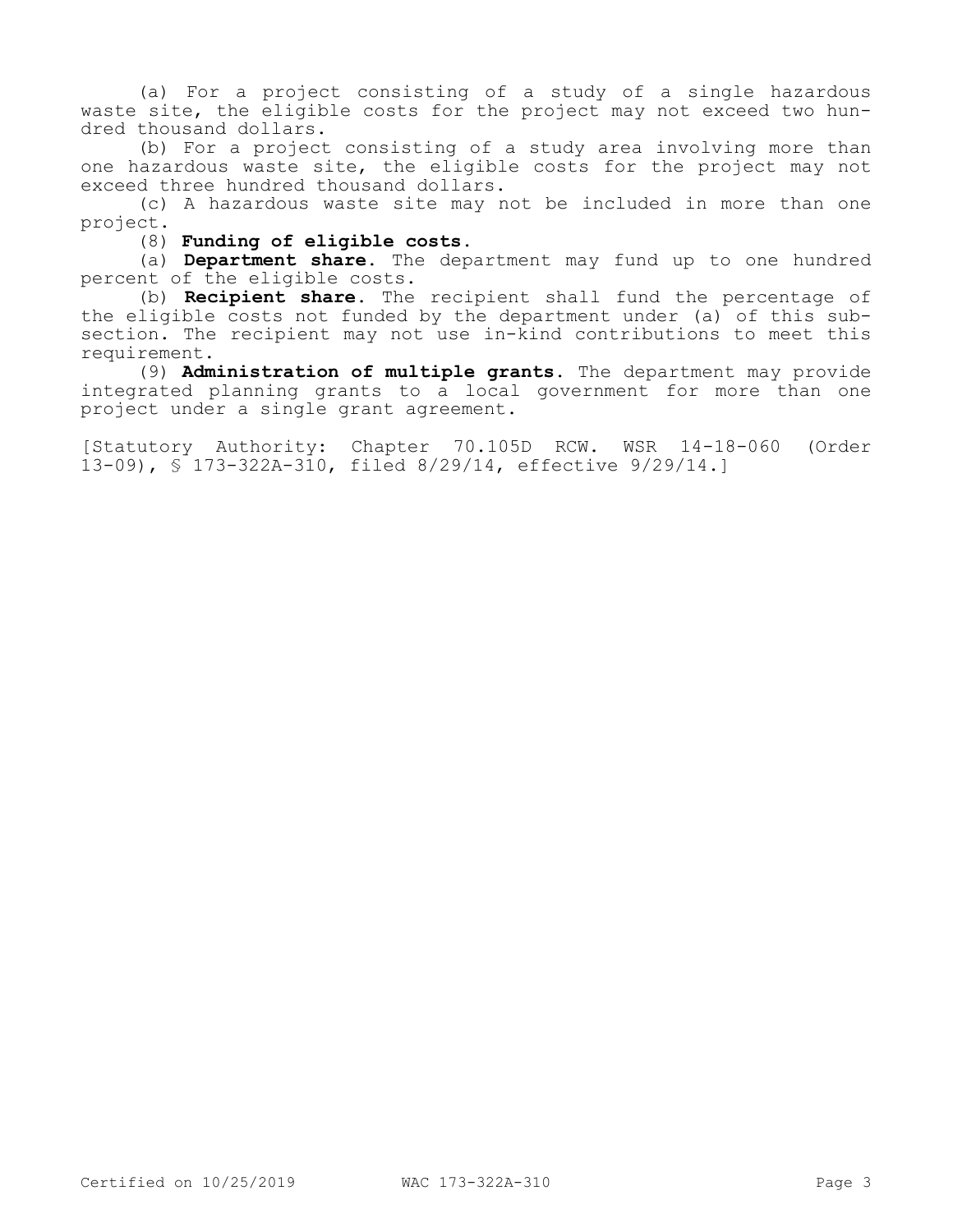(a) For a project consisting of a study of a single hazardous waste site, the eligible costs for the project may not exceed two hundred thousand dollars.

(b) For a project consisting of a study area involving more than one hazardous waste site, the eligible costs for the project may not exceed three hundred thousand dollars.

(c) A hazardous waste site may not be included in more than one project.

(8) **Funding of eligible costs.**

(a) **Department share.** The department may fund up to one hundred percent of the eligible costs.

(b) **Recipient share.** The recipient shall fund the percentage of the eligible costs not funded by the department under (a) of this subsection. The recipient may not use in-kind contributions to meet this requirement.

(9) **Administration of multiple grants.** The department may provide integrated planning grants to a local government for more than one project under a single grant agreement.

[Statutory Authority: Chapter 70.105D RCW. WSR 14-18-060 (Order 13-09), § 173-322A-310, filed 8/29/14, effective 9/29/14.]